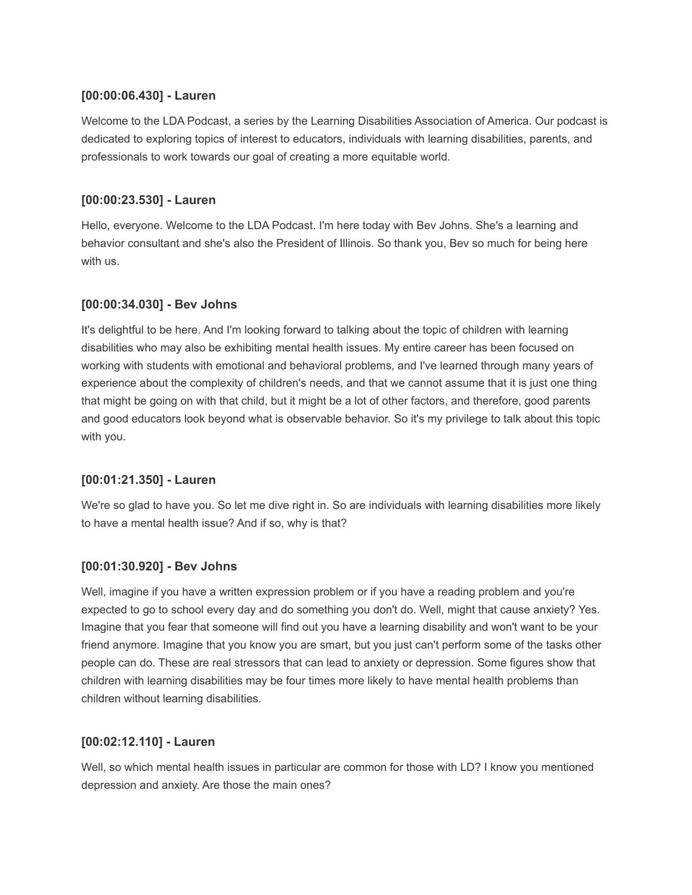**[00:00:06.430] - Lauren**

Welcome to the LDA Podcast, a series by the Learning Disabilities Association of America. Our podcast is dedicated to exploring topics of interest to educators, individuals with learning disabilities, parents, and professionals to work towards our goal of creating a more equitable world.

**[00:00:23.530] - Lauren**

Hello, everyone. Welcome to the LDA Podcast. I'm here today with Bev Johns. She's a learning and behavior consultant and she's also the President of Illinois. So thank you, Bev so much for being here with us.

**[00:00:34.030] - Bev Johns**

It's delightful to be here. And I'm looking forward to talking about the topic of children with learning disabilities who may also be exhibiting mental health issues. My entire career has been focused on working with students with emotional and behavioral problems, and I've learned through many years of experience about the complexity of children's needs, and that we cannot assume that it is just one thing that might be going on with that child, but it might be a lot of other factors, and therefore, good parents and good educators look beyond what is observable behavior. So it's my privilege to talk about this topic with you.

**[00:01:21.350] - Lauren**

We're so glad to have you. So let me dive right in. So are individuals with learning disabilities more likely to have a mental health issue? And if so, why is that?

**[00:01:30.920] - Bev Johns**

Well, imagine if you have a written expression problem or if you have a reading problem and you're expected to go to school every day and do something you don't do. Well, might that cause anxiety? Yes. Imagine that you fear that someone will find out you have a learning disability and won't want to be your friend anymore. Imagine that you know you are smart, but you just can't perform some of the tasks other people can do. These are real stressors that can lead to anxiety or depression. Some figures show that children with learning disabilities may be four times more likely to have mental health problems than children without learning disabilities.

**[00:02:12.110] - Lauren**

Well, so which mental health issues in particular are common for those with LD? I know you mentioned depression and anxiety. Are those the main ones?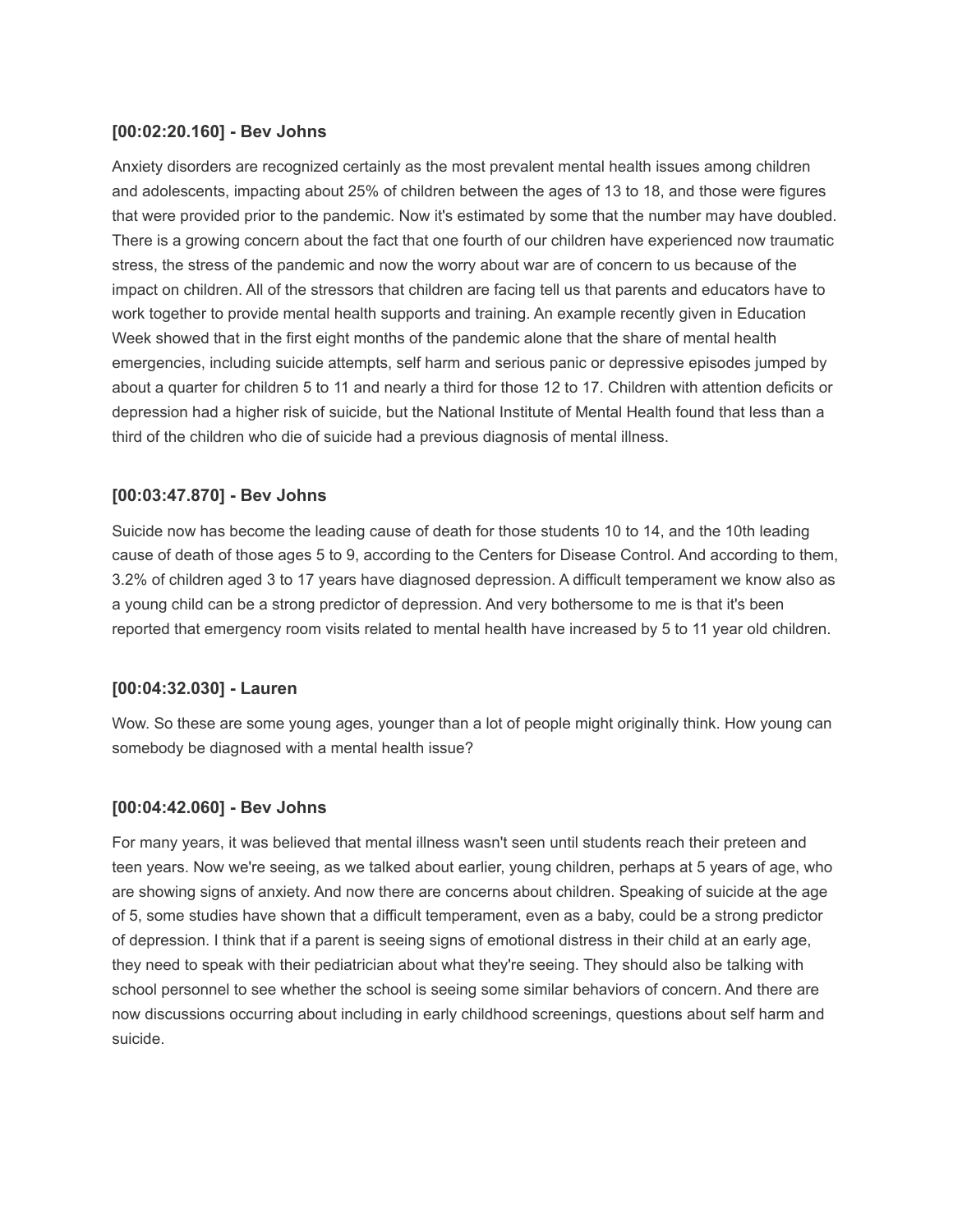**[00:02:20.160] - Bev Johns**

Anxiety disorders are recognized certainly as the most prevalent mental health issues among children and adolescents, impacting about 25% of children between the ages of 13 to 18, and those were figures that were provided prior to the pandemic. Now it's estimated by some that the number may have doubled. There is a growing concern about the fact that one fourth of our children have experienced now traumatic stress, the stress of the pandemic and now the worry about war are of concern to us because of the impact on children. All of the stressors that children are facing tell us that parents and educators have to work together to provide mental health supports and training. An example recently given in Education Week showed that in the first eight months of the pandemic alone that the share of mental health emergencies, including suicide attempts, self harm and serious panic or depressive episodes jumped by about a quarter for children 5 to 11 and nearly a third for those 12 to 17. Children with attention deficits or depression had a higher risk of suicide, but the National Institute of Mental Health found that less than a third of the children who die of suicide had a previous diagnosis of mental illness.

**[00:03:47.870] - Bev Johns**

Suicide now has become the leading cause of death for those students 10 to 14, and the 10th leading cause of death of those ages 5 to 9, according to the Centers for Disease Control. And according to them, 3.2% of children aged 3 to 17 years have diagnosed depression. A difficult temperament we know also as a young child can be a strong predictor of depression. And very bothersome to me is that it's been reported that emergency room visits related to mental health have increased by 5 to 11 year old children.

**[00:04:32.030] - Lauren**

Wow. So these are some young ages, younger than a lot of people might originally think. How young can somebody be diagnosed with a mental health issue?

**[00:04:42.060] - Bev Johns**

For many years, it was believed that mental illness wasn't seen until students reach their preteen and teen years. Now we're seeing, as we talked about earlier, young children, perhaps at 5 years of age, who are showing signs of anxiety. And now there are concerns about children. Speaking of suicide at the age of 5, some studies have shown that a difficult temperament, even as a baby, could be a strong predictor of depression. I think that if a parent is seeing signs of emotional distress in their child at an early age, they need to speak with their pediatrician about what they're seeing. They should also be talking with school personnel to see whether the school is seeing some similar behaviors of concern. And there are now discussions occurring about including in early childhood screenings, questions about self harm and suicide.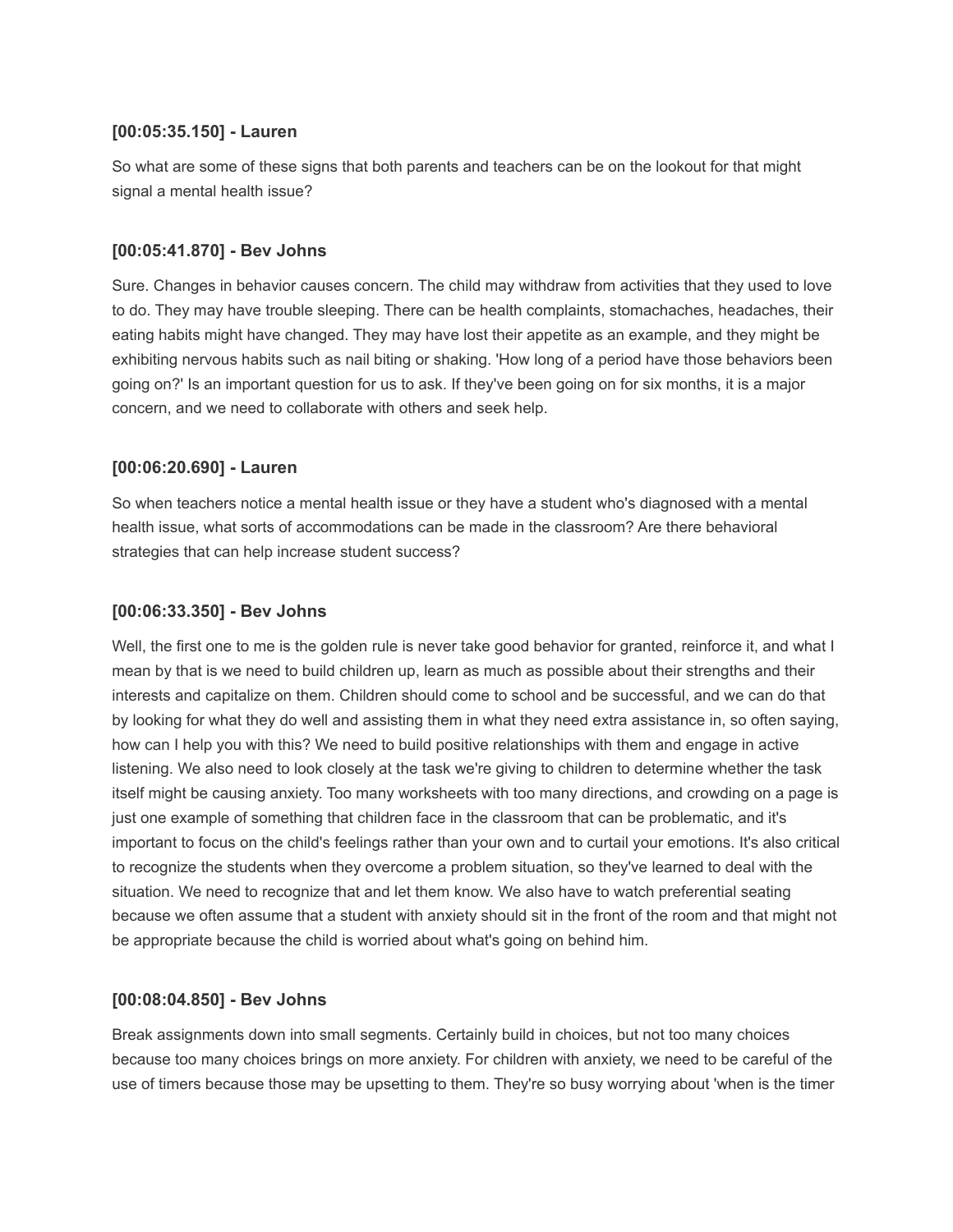**[00:05:35.150] - Lauren**

So what are some of these signs that both parents and teachers can be on the lookout for that might signal a mental health issue?

**[00:05:41.870] - Bev Johns**

Sure. Changes in behavior causes concern. The child may withdraw from activities that they used to love to do. They may have trouble sleeping. There can be health complaints, stomachaches, headaches, their eating habits might have changed. They may have lost their appetite as an example, and they might be exhibiting nervous habits such as nail biting or shaking. 'How long of a period have those behaviors been going on?' Is an important question for us to ask. If they've been going on for six months, it is a major concern, and we need to collaborate with others and seek help.

**[00:06:20.690] - Lauren**

So when teachers notice a mental health issue or they have a student who's diagnosed with a mental health issue, what sorts of accommodations can be made in the classroom? Are there behavioral strategies that can help increase student success?

**[00:06:33.350] - Bev Johns**

Well, the first one to me is the golden rule is never take good behavior for granted, reinforce it, and what I mean by that is we need to build children up, learn as much as possible about their strengths and their interests and capitalize on them. Children should come to school and be successful, and we can do that by looking for what they do well and assisting them in what they need extra assistance in, so often saying, how can I help you with this? We need to build positive relationships with them and engage in active listening. We also need to look closely at the task we're giving to children to determine whether the task itself might be causing anxiety. Too many worksheets with too many directions, and crowding on a page is just one example of something that children face in the classroom that can be problematic, and it's important to focus on the child's feelings rather than your own and to curtail your emotions. It's also critical to recognize the students when they overcome a problem situation, so they've learned to deal with the situation. We need to recognize that and let them know. We also have to watch preferential seating because we often assume that a student with anxiety should sit in the front of the room and that might not be appropriate because the child is worried about what's going on behind him.

**[00:08:04.850] - Bev Johns**

Break assignments down into small segments. Certainly build in choices, but not too many choices because too many choices brings on more anxiety. For children with anxiety, we need to be careful of the use of timers because those may be upsetting to them. They're so busy worrying about 'when is the timer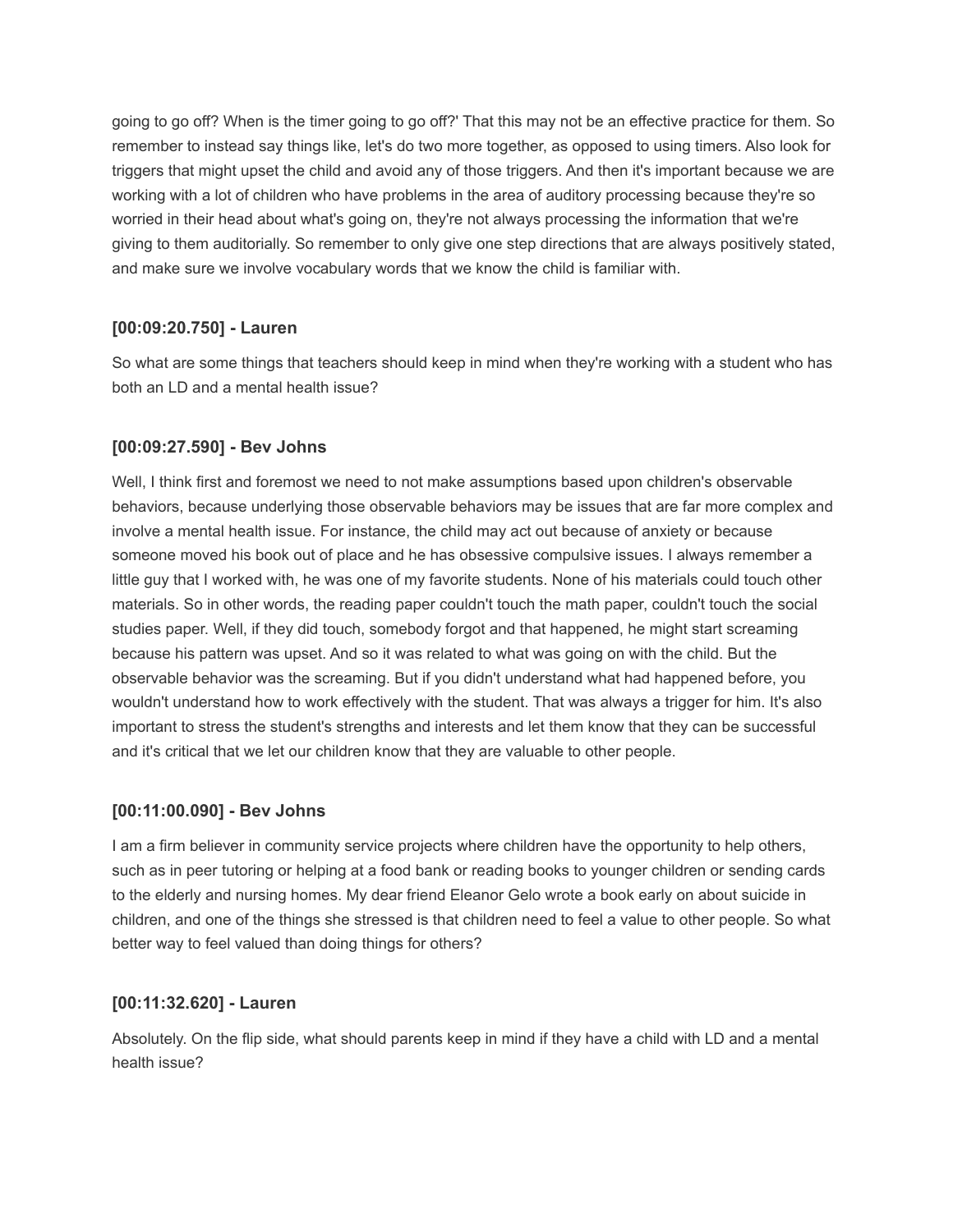going to go off? When is the timer going to go off?' That this may not be an effective practice for them. So remember to instead say things like, let's do two more together, as opposed to using timers. Also look for triggers that might upset the child and avoid any of those triggers. And then it's important because we are working with a lot of children who have problems in the area of auditory processing because they're so worried in their head about what's going on, they're not always processing the information that we're giving to them auditorially. So remember to only give one step directions that are always positively stated, and make sure we involve vocabulary words that we know the child is familiar with.

### [00:09:20.750] - Lauren

So what are some things that teachers should keep in mind when they're working with a student who has both an LD and a mental health issue?

### [00:09:27.590] - Bev Johns

Well, I think first and foremost we need to not make assumptions based upon children's observable behaviors, because underlying those observable behaviors may be issues that are far more complex and involve a mental health issue. For instance, the child may act out because of anxiety or because someone moved his book out of place and he has obsessive compulsive issues. I always remember a little guy that I worked with, he was one of my favorite students. None of his materials could touch other materials. So in other words, the reading paper couldn't touch the math paper, couldn't touch the social studies paper. Well, if they did touch, somebody forgot and that happened, he might start screaming because his pattern was upset. And so it was related to what was going on with the child. But the observable behavior was the screaming. But if you didn't understand what had happened before, you wouldn't understand how to work effectively with the student. That was always a trigger for him. It's also important to stress the student's strengths and interests and let them know that they can be successful and it's critical that we let our children know that they are valuable to other people.

### [00:11:00.090] - Bev Johns

I am a firm believer in community service projects where children have the opportunity to help others, such as in peer tutoring or helping at a food bank or reading books to younger children or sending cards to the elderly and nursing homes. My dear friend Eleanor Gelo wrote a book early on about suicide in children, and one of the things she stressed is that children need to feel a value to other people. So what better way to feel valued than doing things for others?

### [00:11:32.620] - Lauren

Absolutely. On the flip side, what should parents keep in mind if they have a child with LD and a mental health issue?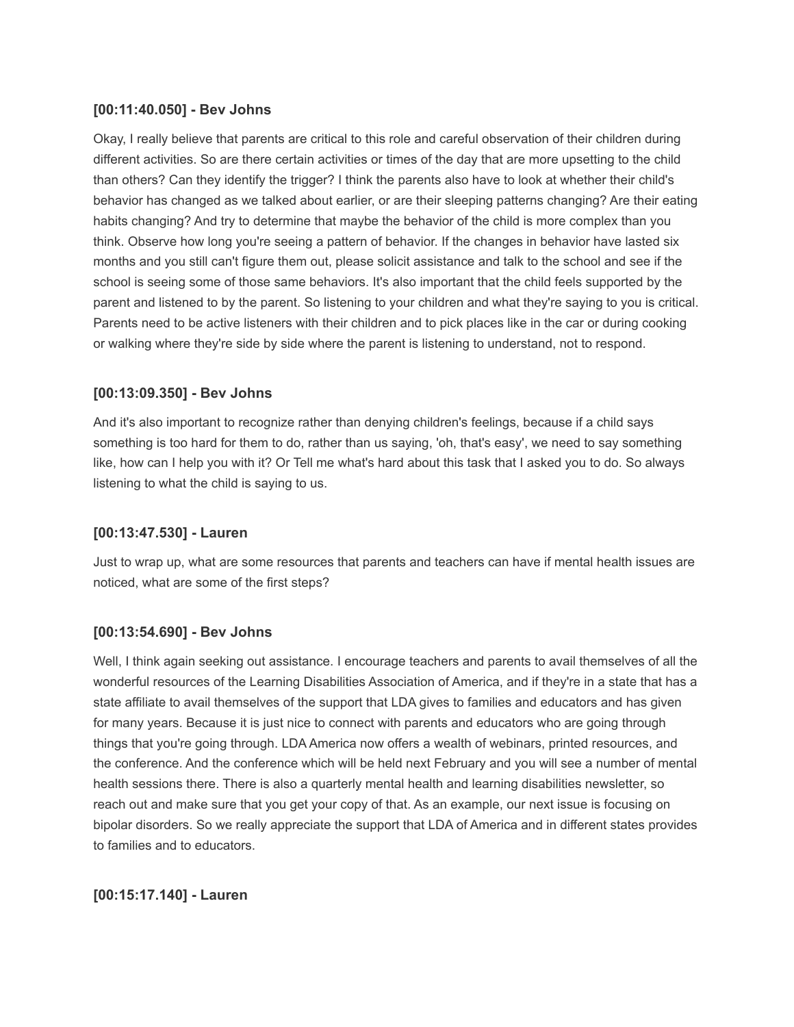**[00:11:40.050] - Bev Johns**

Okay, I really believe that parents are critical to this role and careful observation of their children during different activities. So are there certain activities or times of the day that are more upsetting to the child than others? Can they identify the trigger? I think the parents also have to look at whether their child's behavior has changed as we talked about earlier, or are their sleeping patterns changing? Are their eating habits changing? And try to determine that maybe the behavior of the child is more complex than you think. Observe how long you're seeing a pattern of behavior. If the changes in behavior have lasted six months and you still can't figure them out, please solicit assistance and talk to the school and see if the school is seeing some of those same behaviors. It's also important that the child feels supported by the parent and listened to by the parent. So listening to your children and what they're saying to you is critical. Parents need to be active listeners with their children and to pick places like in the car or during cooking or walking where they're side by side where the parent is listening to understand, not to respond.

**[00:13:09.350] - Bev Johns**

And it's also important to recognize rather than denying children's feelings, because if a child says something is too hard for them to do, rather than us saying, 'oh, that's easy', we need to say something like, how can I help you with it? Or Tell me what's hard about this task that I asked you to do. So always listening to what the child is saying to us.

**[00:13:47.530] - Lauren**

Just to wrap up, what are some resources that parents and teachers can have if mental health issues are noticed, what are some of the first steps?

**[00:13:54.690] - Bev Johns**

Well, I think again seeking out assistance. I encourage teachers and parents to avail themselves of all the wonderful resources of the Learning Disabilities Association of America, and if they're in a state that has a state affiliate to avail themselves of the support that LDA gives to families and educators and has given for many years. Because it is just nice to connect with parents and educators who are going through things that you're going through. LDA America now offers a wealth of webinars, printed resources, and the conference. And the conference which will be held next February and you will see a number of mental health sessions there. There is also a quarterly mental health and learning disabilities newsletter, so reach out and make sure that you get your copy of that. As an example, our next issue is focusing on bipolar disorders. So we really appreciate the support that LDA of America and in different states provides to families and to educators.

**[00:15:17.140] - Lauren**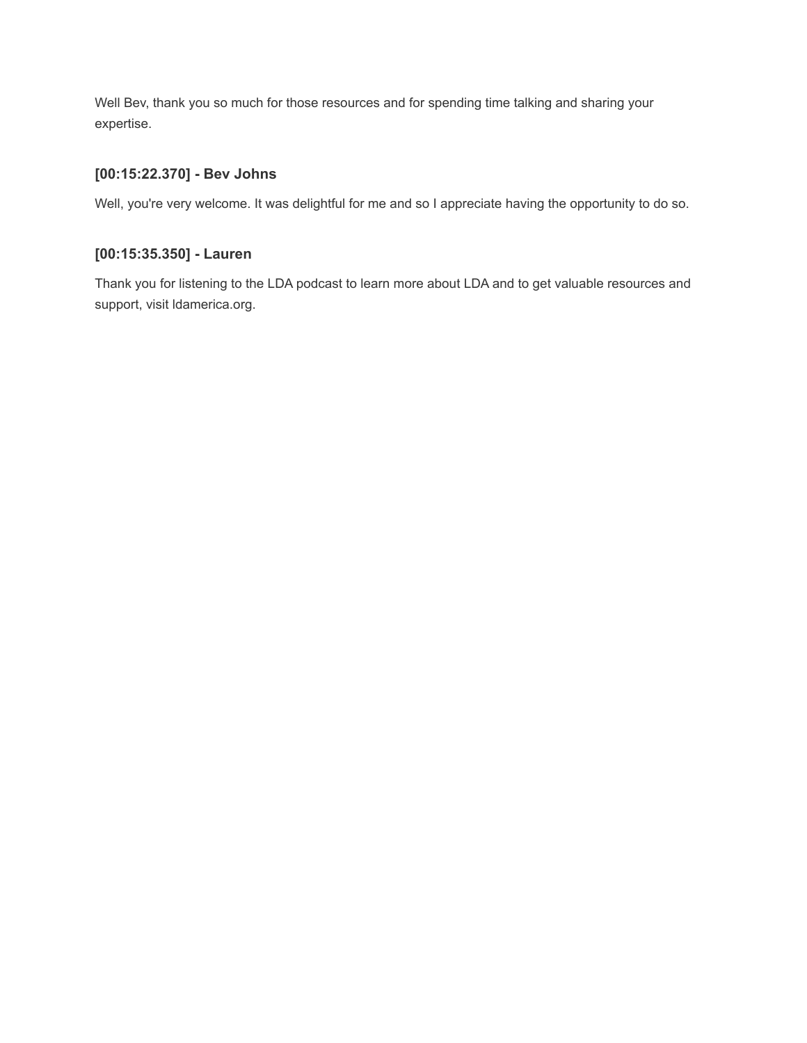Well Bev, thank you so much for those resources and for spending time talking and sharing your expertise.

### [00:15:22.370] - Bev Johns

Well, you're very welcome. It was delightful for me and so I appreciate having the opportunity to do so.

### [00:15:35.350] - Lauren

Thank you for listening to the LDA podcast to learn more about LDA and to get valuable resources and support, visit ldamerica.org.